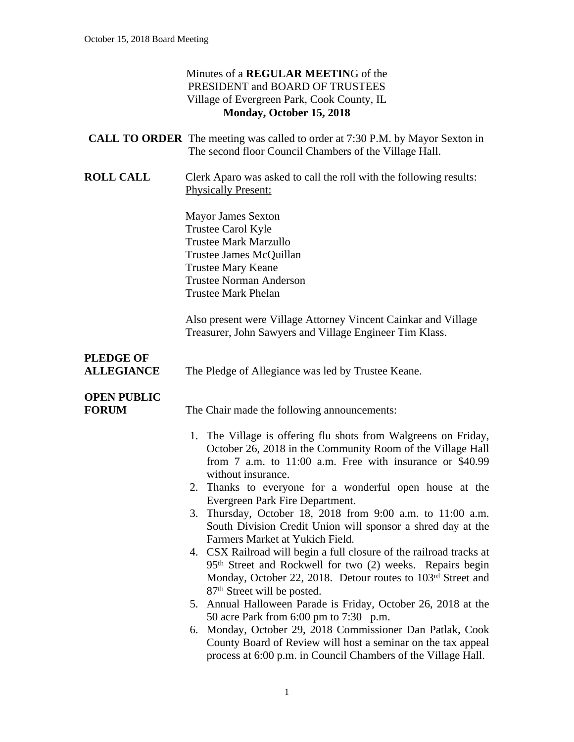Minutes of a **REGULAR MEETIN**G of the
PRESIDENT and BOARD OF TRUSTEES
Village of Evergreen Park, Cook County, IL
**Monday, October 15, 2018**

**CALL TO ORDER** The meeting was called to order at 7:30 P.M. by Mayor Sexton in The second floor Council Chambers of the Village Hall.

**ROLL CALL** Clerk Aparo was asked to call the roll with the following results:
Physically Present:

Mayor James Sexton
Trustee Carol Kyle
Trustee Mark Marzullo
Trustee James McQuillan
Trustee Mary Keane
Trustee Norman Anderson
Trustee Mark Phelan

Also present were Village Attorney Vincent Cainkar and Village Treasurer, John Sawyers and Village Engineer Tim Klass.

**PLEDGE OF ALLEGIANCE** The Pledge of Allegiance was led by Trustee Keane.

**OPEN PUBLIC FORUM** The Chair made the following announcements:

1. The Village is offering flu shots from Walgreens on Friday, October 26, 2018 in the Community Room of the Village Hall from 7 a.m. to 11:00 a.m. Free with insurance or $40.99 without insurance.
2. Thanks to everyone for a wonderful open house at the Evergreen Park Fire Department.
3. Thursday, October 18, 2018 from 9:00 a.m. to 11:00 a.m. South Division Credit Union will sponsor a shred day at the Farmers Market at Yukich Field.
4. CSX Railroad will begin a full closure of the railroad tracks at 95th Street and Rockwell for two (2) weeks. Repairs begin Monday, October 22, 2018. Detour routes to 103rd Street and 87th Street will be posted.
5. Annual Halloween Parade is Friday, October 26, 2018 at the 50 acre Park from 6:00 pm to 7:30 p.m.
6. Monday, October 29, 2018 Commissioner Dan Patlak, Cook County Board of Review will host a seminar on the tax appeal process at 6:00 p.m. in Council Chambers of the Village Hall.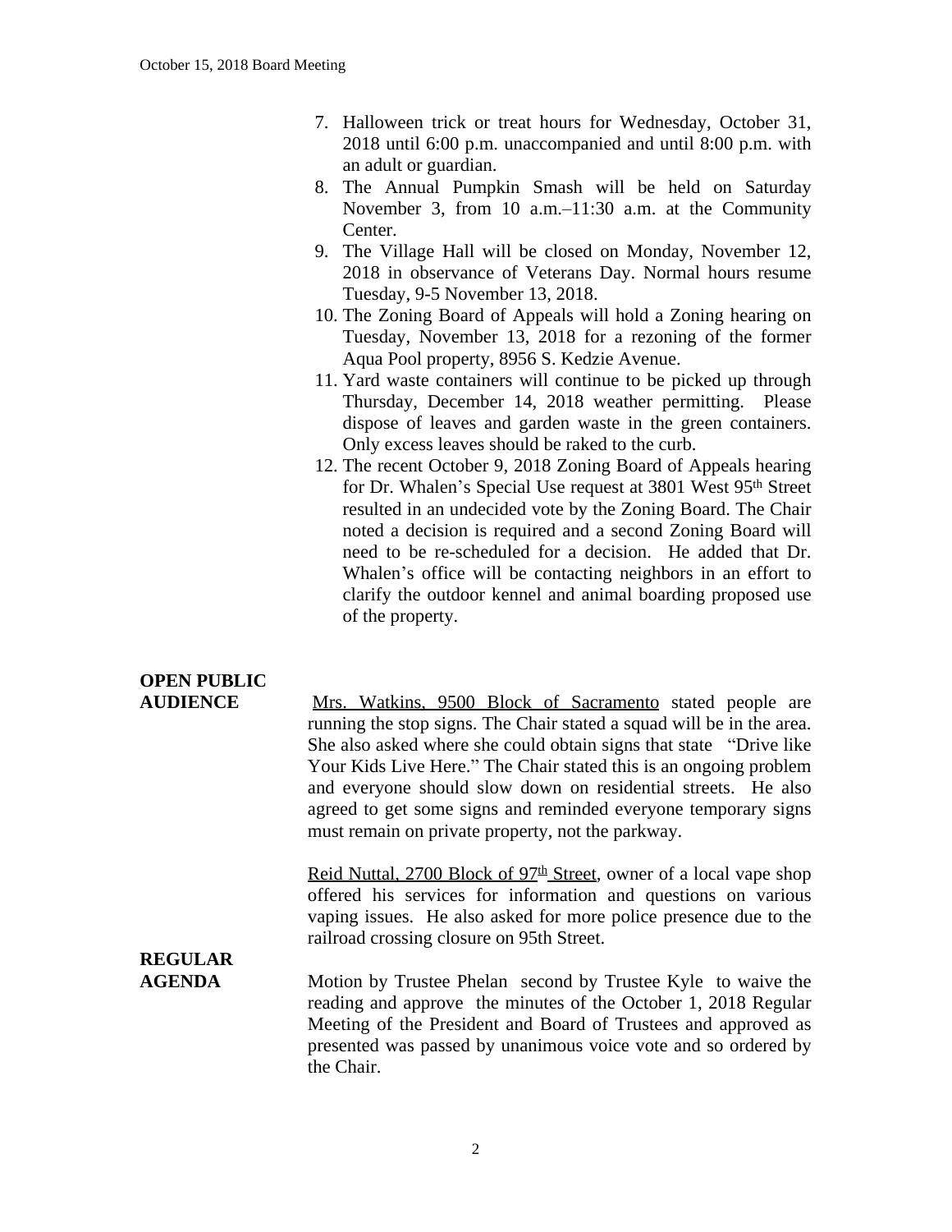7. Halloween trick or treat hours for Wednesday, October 31, 2018 until 6:00 p.m. unaccompanied and until 8:00 p.m. with an adult or guardian.
8. The Annual Pumpkin Smash will be held on Saturday November 3, from 10 a.m.–11:30 a.m. at the Community Center.
9. The Village Hall will be closed on Monday, November 12, 2018 in observance of Veterans Day. Normal hours resume Tuesday, 9-5 November 13, 2018.
10. The Zoning Board of Appeals will hold a Zoning hearing on Tuesday, November 13, 2018 for a rezoning of the former Aqua Pool property, 8956 S. Kedzie Avenue.
11. Yard waste containers will continue to be picked up through Thursday, December 14, 2018 weather permitting. Please dispose of leaves and garden waste in the green containers. Only excess leaves should be raked to the curb.
12. The recent October 9, 2018 Zoning Board of Appeals hearing for Dr. Whalen's Special Use request at 3801 West 95th Street resulted in an undecided vote by the Zoning Board. The Chair noted a decision is required and a second Zoning Board will need to be re-scheduled for a decision. He added that Dr. Whalen's office will be contacting neighbors in an effort to clarify the outdoor kennel and animal boarding proposed use of the property.

**OPEN PUBLIC AUDIENCE**

Mrs. Watkins, 9500 Block of Sacramento stated people are running the stop signs. The Chair stated a squad will be in the area. She also asked where she could obtain signs that state "Drive like Your Kids Live Here." The Chair stated this is an ongoing problem and everyone should slow down on residential streets. He also agreed to get some signs and reminded everyone temporary signs must remain on private property, not the parkway.

Reid Nuttal, 2700 Block of 97th Street, owner of a local vape shop offered his services for information and questions on various vaping issues. He also asked for more police presence due to the railroad crossing closure on 95th Street.

**REGULAR AGENDA**

Motion by Trustee Phelan second by Trustee Kyle to waive the reading and approve the minutes of the October 1, 2018 Regular Meeting of the President and Board of Trustees and approved as presented was passed by unanimous voice vote and so ordered by the Chair.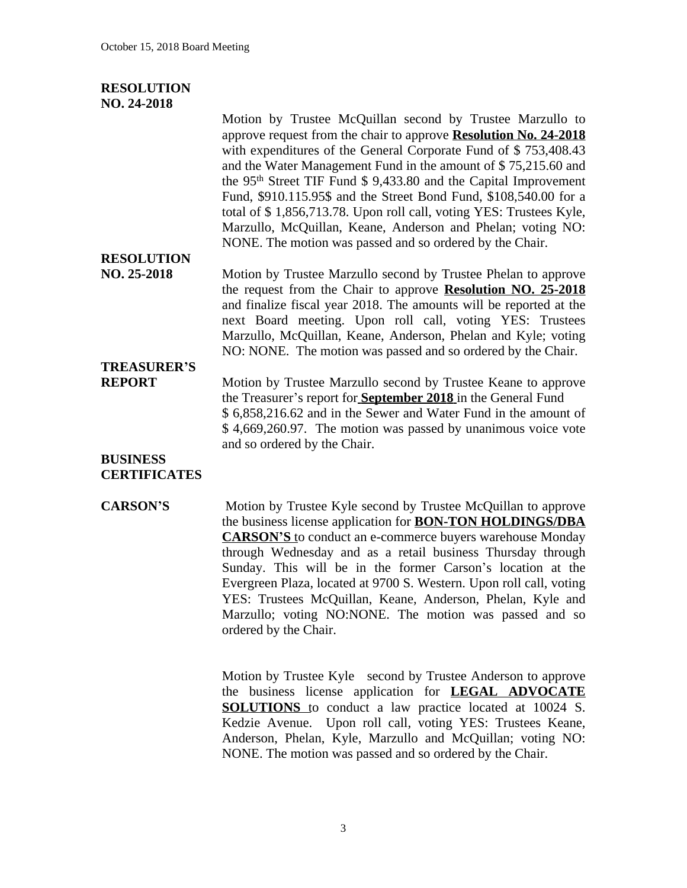**RESOLUTION NO. 24-2018**

Motion by Trustee McQuillan second by Trustee Marzullo to approve request from the chair to approve **Resolution No. 24-2018** with expenditures of the General Corporate Fund of $ 753,408.43 and the Water Management Fund in the amount of $ 75,215.60 and the 95th Street TIF Fund $ 9,433.80 and the Capital Improvement Fund, $910.115.95$ and the Street Bond Fund, $108,540.00 for a total of $ 1,856,713.78. Upon roll call, voting YES: Trustees Kyle, Marzullo, McQuillan, Keane, Anderson and Phelan; voting NO: NONE. The motion was passed and so ordered by the Chair.

**RESOLUTION NO. 25-2018**

Motion by Trustee Marzullo second by Trustee Phelan to approve the request from the Chair to approve **Resolution NO. 25-2018** and finalize fiscal year 2018. The amounts will be reported at the next Board meeting. Upon roll call, voting YES: Trustees Marzullo, McQuillan, Keane, Anderson, Phelan and Kyle; voting NO: NONE. The motion was passed and so ordered by the Chair.

**TREASURER'S REPORT**

Motion by Trustee Marzullo second by Trustee Keane to approve the Treasurer's report for **September 2018** in the General Fund $ 6,858,216.62 and in the Sewer and Water Fund in the amount of $ 4,669,260.97. The motion was passed by unanimous voice vote and so ordered by the Chair.

**BUSINESS CERTIFICATES**

**CARSON'S**

Motion by Trustee Kyle second by Trustee McQuillan to approve the business license application for **BON-TON HOLDINGS/DBA CARSON'S** to conduct an e-commerce buyers warehouse Monday through Wednesday and as a retail business Thursday through Sunday. This will be in the former Carson's location at the Evergreen Plaza, located at 9700 S. Western. Upon roll call, voting YES: Trustees McQuillan, Keane, Anderson, Phelan, Kyle and Marzullo; voting NO:NONE. The motion was passed and so ordered by the Chair.

Motion by Trustee Kyle second by Trustee Anderson to approve the business license application for **LEGAL ADVOCATE SOLUTIONS** to conduct a law practice located at 10024 S. Kedzie Avenue. Upon roll call, voting YES: Trustees Keane, Anderson, Phelan, Kyle, Marzullo and McQuillan; voting NO: NONE. The motion was passed and so ordered by the Chair.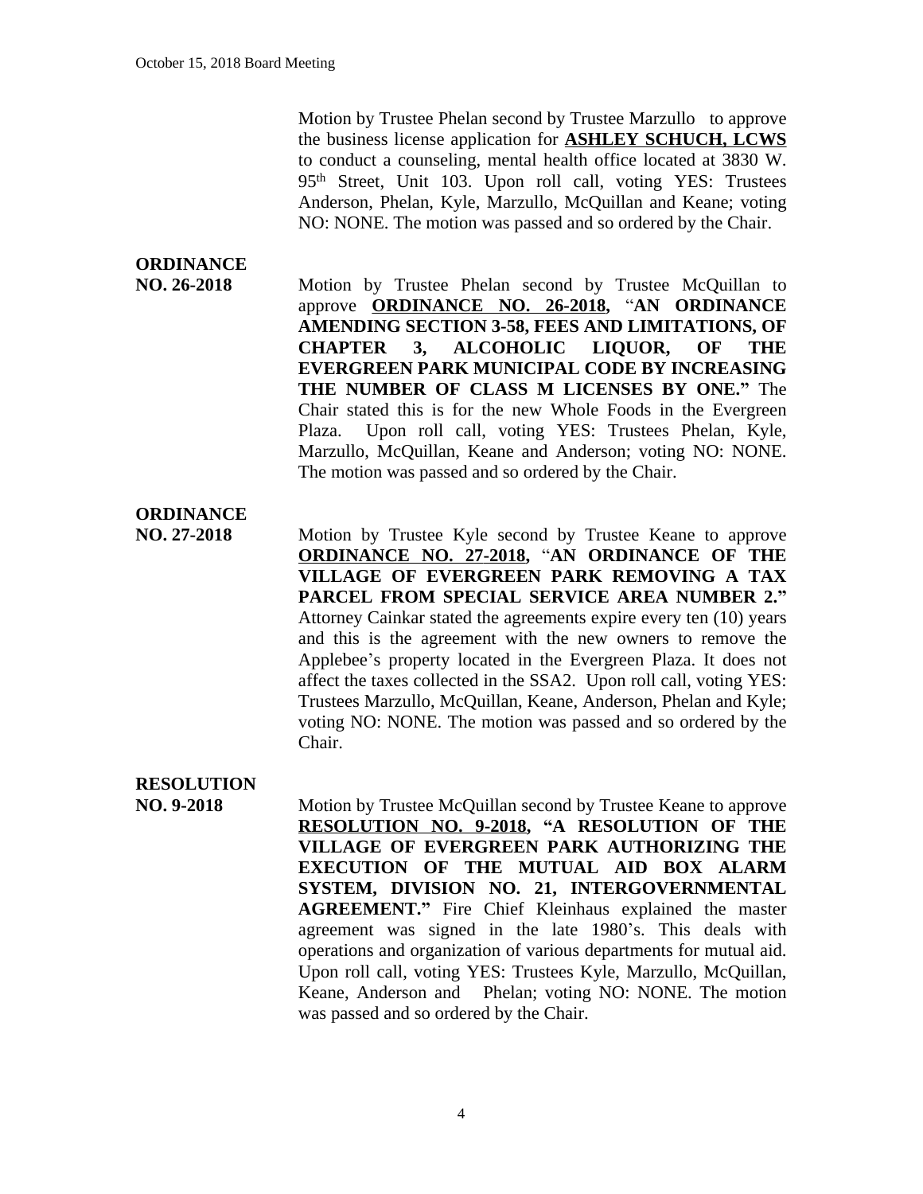Motion by Trustee Phelan second by Trustee Marzullo to approve the business license application for **ASHLEY SCHUCH, LCWS** to conduct a counseling, mental health office located at 3830 W. 95th Street, Unit 103. Upon roll call, voting YES: Trustees Anderson, Phelan, Kyle, Marzullo, McQuillan and Keane; voting NO: NONE. The motion was passed and so ordered by the Chair.

**ORDINANCE NO. 26-2018**

Motion by Trustee Phelan second by Trustee McQuillan to approve **ORDINANCE NO. 26-2018,** "**AN ORDINANCE AMENDING SECTION 3-58, FEES AND LIMITATIONS, OF CHAPTER 3, ALCOHOLIC LIQUOR, OF THE EVERGREEN PARK MUNICIPAL CODE BY INCREASING THE NUMBER OF CLASS M LICENSES BY ONE."** The Chair stated this is for the new Whole Foods in the Evergreen Plaza. Upon roll call, voting YES: Trustees Phelan, Kyle, Marzullo, McQuillan, Keane and Anderson; voting NO: NONE. The motion was passed and so ordered by the Chair.

**ORDINANCE NO. 27-2018**

Motion by Trustee Kyle second by Trustee Keane to approve **ORDINANCE NO. 27-2018,** "**AN ORDINANCE OF THE VILLAGE OF EVERGREEN PARK REMOVING A TAX PARCEL FROM SPECIAL SERVICE AREA NUMBER 2."** Attorney Cainkar stated the agreements expire every ten (10) years and this is the agreement with the new owners to remove the Applebee's property located in the Evergreen Plaza. It does not affect the taxes collected in the SSA2. Upon roll call, voting YES: Trustees Marzullo, McQuillan, Keane, Anderson, Phelan and Kyle; voting NO: NONE. The motion was passed and so ordered by the Chair.

**RESOLUTION NO. 9-2018**

Motion by Trustee McQuillan second by Trustee Keane to approve **RESOLUTION NO. 9-2018, "A RESOLUTION OF THE VILLAGE OF EVERGREEN PARK AUTHORIZING THE EXECUTION OF THE MUTUAL AID BOX ALARM SYSTEM, DIVISION NO. 21, INTERGOVERNMENTAL AGREEMENT."** Fire Chief Kleinhaus explained the master agreement was signed in the late 1980's. This deals with operations and organization of various departments for mutual aid. Upon roll call, voting YES: Trustees Kyle, Marzullo, McQuillan, Keane, Anderson and Phelan; voting NO: NONE. The motion was passed and so ordered by the Chair.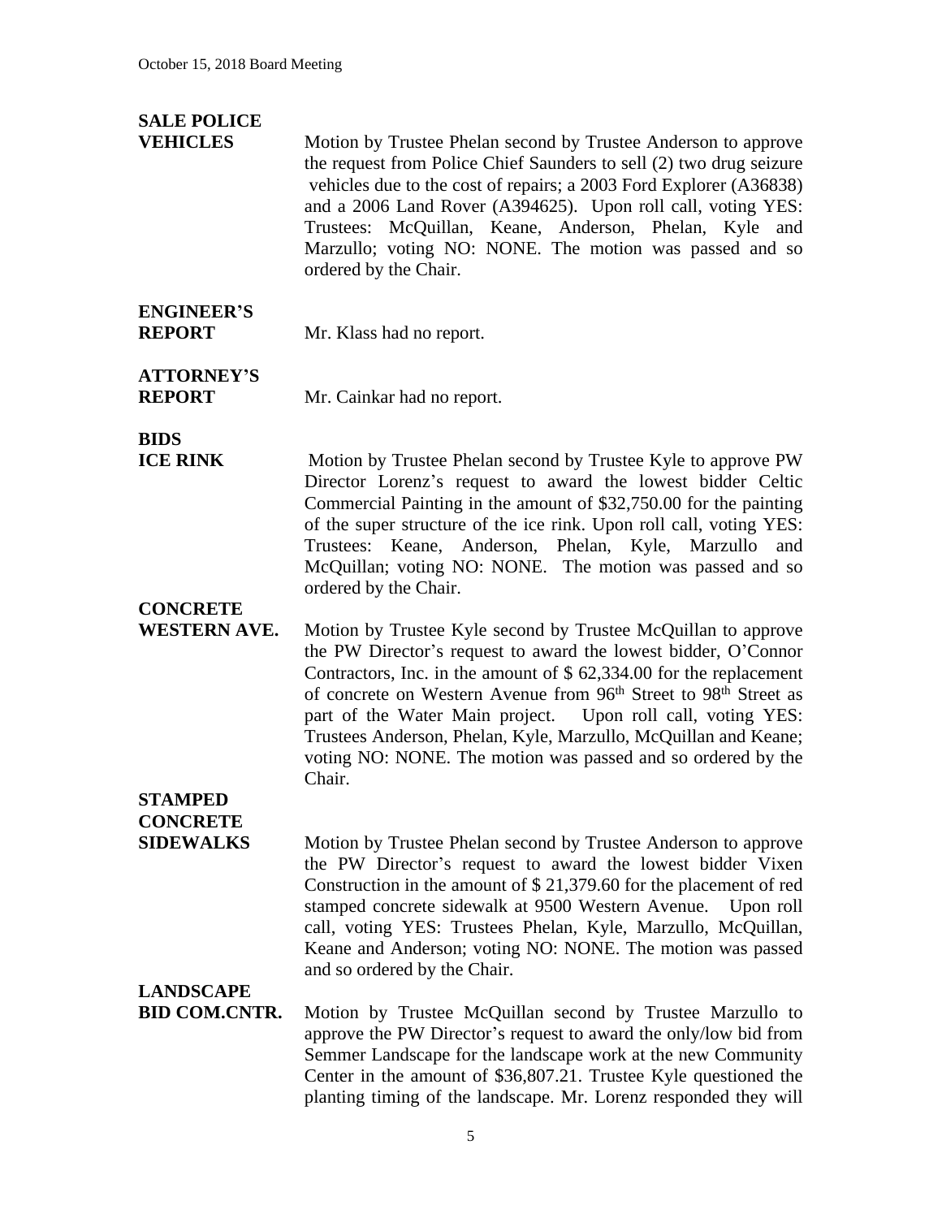**SALE POLICE VEHICLES**

Motion by Trustee Phelan second by Trustee Anderson to approve the request from Police Chief Saunders to sell (2) two drug seizure vehicles due to the cost of repairs; a 2003 Ford Explorer (A36838) and a 2006 Land Rover (A394625). Upon roll call, voting YES: Trustees: McQuillan, Keane, Anderson, Phelan, Kyle and Marzullo; voting NO: NONE. The motion was passed and so ordered by the Chair.

**ENGINEER'S REPORT**

Mr. Klass had no report.

**ATTORNEY'S REPORT**

Mr. Cainkar had no report.

**BIDS**

**ICE RINK**

Motion by Trustee Phelan second by Trustee Kyle to approve PW Director Lorenz's request to award the lowest bidder Celtic Commercial Painting in the amount of $32,750.00 for the painting of the super structure of the ice rink. Upon roll call, voting YES: Trustees: Keane, Anderson, Phelan, Kyle, Marzullo and McQuillan; voting NO: NONE. The motion was passed and so ordered by the Chair.

**CONCRETE WESTERN AVE.**

Motion by Trustee Kyle second by Trustee McQuillan to approve the PW Director's request to award the lowest bidder, O'Connor Contractors, Inc. in the amount of $ 62,334.00 for the replacement of concrete on Western Avenue from 96th Street to 98th Street as part of the Water Main project. Upon roll call, voting YES: Trustees Anderson, Phelan, Kyle, Marzullo, McQuillan and Keane; voting NO: NONE. The motion was passed and so ordered by the Chair.

**STAMPED CONCRETE SIDEWALKS**

Motion by Trustee Phelan second by Trustee Anderson to approve the PW Director's request to award the lowest bidder Vixen Construction in the amount of $ 21,379.60 for the placement of red stamped concrete sidewalk at 9500 Western Avenue. Upon roll call, voting YES: Trustees Phelan, Kyle, Marzullo, McQuillan, Keane and Anderson; voting NO: NONE. The motion was passed and so ordered by the Chair.

**LANDSCAPE BID COM.CNTR.**

Motion by Trustee McQuillan second by Trustee Marzullo to approve the PW Director's request to award the only/low bid from Semmer Landscape for the landscape work at the new Community Center in the amount of $36,807.21. Trustee Kyle questioned the planting timing of the landscape. Mr. Lorenz responded they will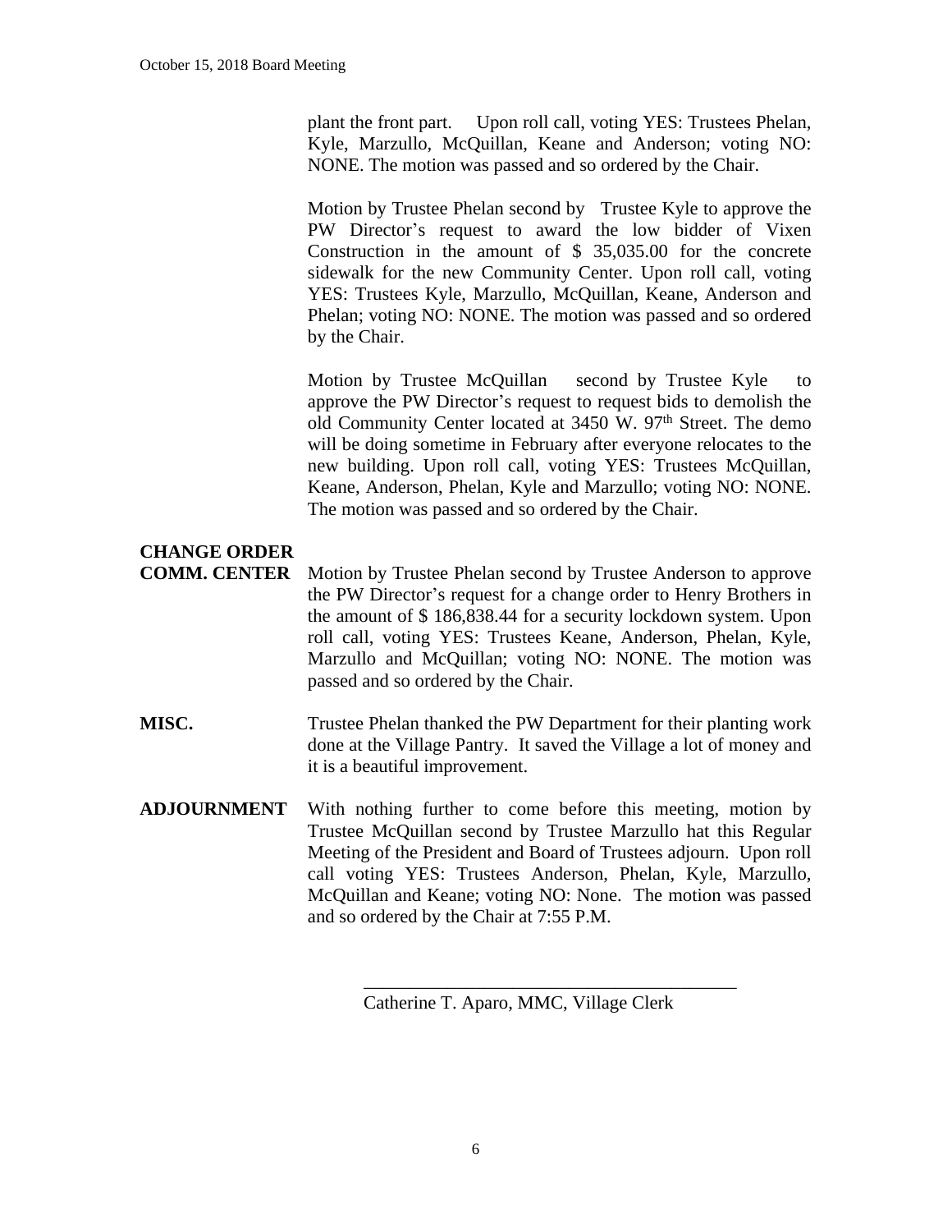plant the front part. Upon roll call, voting YES: Trustees Phelan, Kyle, Marzullo, McQuillan, Keane and Anderson; voting NO: NONE. The motion was passed and so ordered by the Chair.

Motion by Trustee Phelan second by Trustee Kyle to approve the PW Director's request to award the low bidder of Vixen Construction in the amount of $ 35,035.00 for the concrete sidewalk for the new Community Center. Upon roll call, voting YES: Trustees Kyle, Marzullo, McQuillan, Keane, Anderson and Phelan; voting NO: NONE. The motion was passed and so ordered by the Chair.

Motion by Trustee McQuillan second by Trustee Kyle to approve the PW Director's request to request bids to demolish the old Community Center located at 3450 W. 97th Street. The demo will be doing sometime in February after everyone relocates to the new building. Upon roll call, voting YES: Trustees McQuillan, Keane, Anderson, Phelan, Kyle and Marzullo; voting NO: NONE. The motion was passed and so ordered by the Chair.

**CHANGE ORDER COMM. CENTER** Motion by Trustee Phelan second by Trustee Anderson to approve the PW Director's request for a change order to Henry Brothers in the amount of $ 186,838.44 for a security lockdown system. Upon roll call, voting YES: Trustees Keane, Anderson, Phelan, Kyle, Marzullo and McQuillan; voting NO: NONE. The motion was passed and so ordered by the Chair.

**MISC.** Trustee Phelan thanked the PW Department for their planting work done at the Village Pantry. It saved the Village a lot of money and it is a beautiful improvement.

**ADJOURNMENT** With nothing further to come before this meeting, motion by Trustee McQuillan second by Trustee Marzullo hat this Regular Meeting of the President and Board of Trustees adjourn. Upon roll call voting YES: Trustees Anderson, Phelan, Kyle, Marzullo, McQuillan and Keane; voting NO: None. The motion was passed and so ordered by the Chair at 7:55 P.M.

\_\_\_\_\_\_\_\_\_\_\_\_\_\_\_\_\_\_\_\_\_\_\_\_\_\_\_\_\_\_\_\_\_\_\_\_\_\_\_\_

Catherine T. Aparo, MMC, Village Clerk